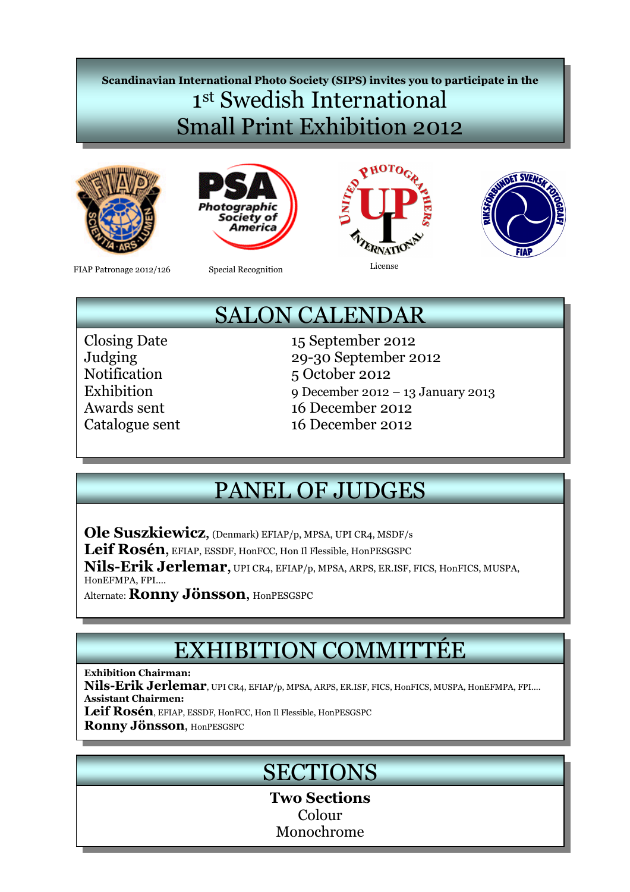**Scandinavian International Photo Society (SIPS) invites you to participate in the**

# 1st Swedish International Small Print Exhibition 2012

FIAP Patronage 2012/126

Special Recognition

License

## SALON CALENDAR

| | |
|---|---|
| Closing Date | 15 September 2012 |
| Judging | 29-30 September 2012 |
| Notification | 5 October 2012 |
| Exhibition | 9 December 2012 – 13 January 2013 |
| Awards sent | 16 December 2012 |
| Catalogue sent | 16 December 2012 |

## PANEL OF JUDGES

**Ole Suszkiewicz**, (Denmark) EFIAP/p, MPSA, UPI CR4, MSDF/s
**Leif Rosén**, EFIAP, ESSDF, HonFCC, Hon Il Flessible, HonPESGSPC
**Nils-Erik Jerlemar**, UPI CR4, EFIAP/p, MPSA, ARPS, ER.ISF, FICS, HonFICS, MUSPA, HonEFMPA, FPI….
Alternate: **Ronny Jönsson**, HonPESGSPC

## EXHIBITION COMMITTÉE

**Exhibition Chairman:**
**Nils-Erik Jerlemar**, UPI CR4, EFIAP/p, MPSA, ARPS, ER.ISF, FICS, HonFICS, MUSPA, HonEFMPA, FPI….
**Assistant Chairmen:**
**Leif Rosén**, EFIAP, ESSDF, HonFCC, Hon Il Flessible, HonPESGSPC
**Ronny Jönsson**, HonPESGSPC

## SECTIONS

**Two Sections**
Colour
Monochrome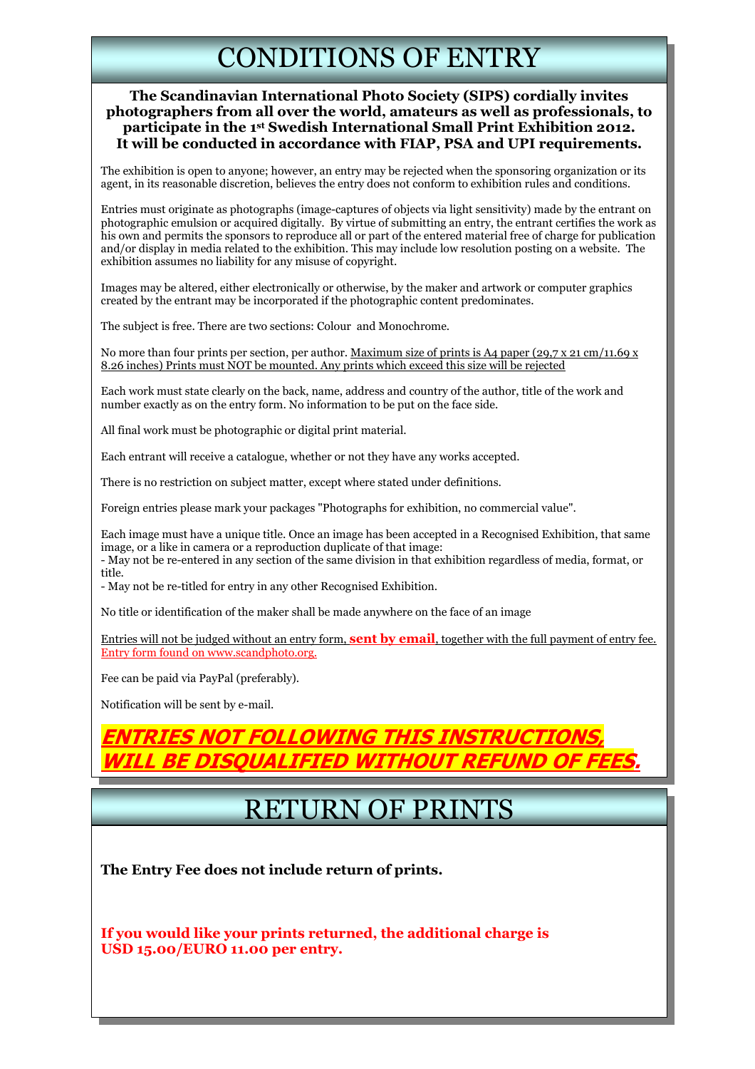# CONDITIONS OF ENTRY

**The Scandinavian International Photo Society (SIPS) cordially invites photographers from all over the world, amateurs as well as professionals, to participate in the 1st Swedish International Small Print Exhibition 2012. It will be conducted in accordance with FIAP, PSA and UPI requirements.**

The exhibition is open to anyone; however, an entry may be rejected when the sponsoring organization or its agent, in its reasonable discretion, believes the entry does not conform to exhibition rules and conditions.

Entries must originate as photographs (image-captures of objects via light sensitivity) made by the entrant on photographic emulsion or acquired digitally. By virtue of submitting an entry, the entrant certifies the work as his own and permits the sponsors to reproduce all or part of the entered material free of charge for publication and/or display in media related to the exhibition. This may include low resolution posting on a website. The exhibition assumes no liability for any misuse of copyright.

Images may be altered, either electronically or otherwise, by the maker and artwork or computer graphics created by the entrant may be incorporated if the photographic content predominates.

The subject is free. There are two sections: Colour and Monochrome.

No more than four prints per section, per author. Maximum size of prints is A4 paper (29,7 x 21 cm/11.69 x 8.26 inches) Prints must NOT be mounted. Any prints which exceed this size will be rejected

Each work must state clearly on the back, name, address and country of the author, title of the work and number exactly as on the entry form. No information to be put on the face side.

All final work must be photographic or digital print material.

Each entrant will receive a catalogue, whether or not they have any works accepted.

There is no restriction on subject matter, except where stated under definitions.

Foreign entries please mark your packages "Photographs for exhibition, no commercial value".

Each image must have a unique title. Once an image has been accepted in a Recognised Exhibition, that same image, or a like in camera or a reproduction duplicate of that image:
- May not be re-entered in any section of the same division in that exhibition regardless of media, format, or title.
- May not be re-titled for entry in any other Recognised Exhibition.

No title or identification of the maker shall be made anywhere on the face of an image

Entries will not be judged without an entry form, **sent by email**, together with the full payment of entry fee. Entry form found on www.scandphoto.org.

Fee can be paid via PayPal (preferably).

Notification will be sent by e-mail.

***ENTRIES NOT FOLLOWING THIS INSTRUCTIONS, WILL BE DISQUALIFIED WITHOUT REFUND OF FEES.***

# RETURN OF PRINTS

**The Entry Fee does not include return of prints.**

**If you would like your prints returned, the additional charge is USD 15.00/EURO 11.00 per entry.**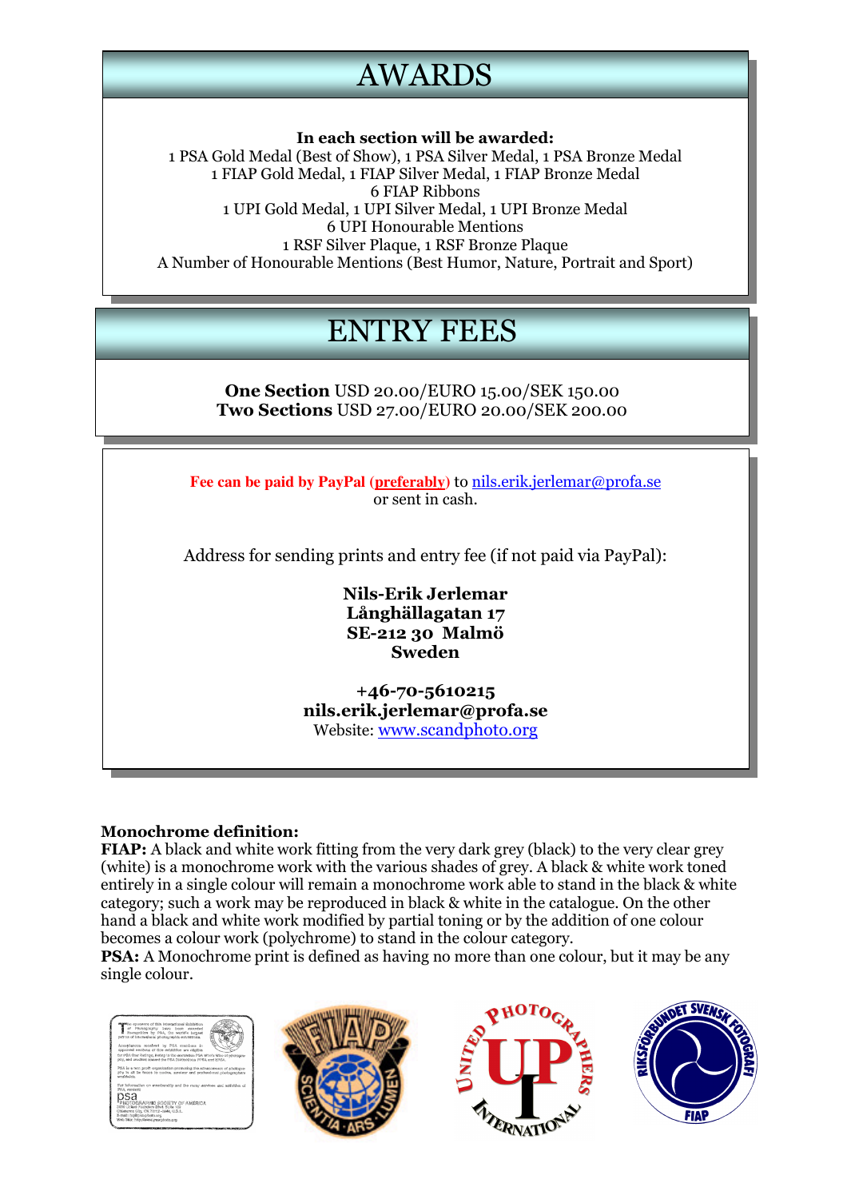# AWARDS

**In each section will be awarded:**

1 PSA Gold Medal (Best of Show), 1 PSA Silver Medal, 1 PSA Bronze Medal
1 FIAP Gold Medal, 1 FIAP Silver Medal, 1 FIAP Bronze Medal
6 FIAP Ribbons
1 UPI Gold Medal, 1 UPI Silver Medal, 1 UPI Bronze Medal
6 UPI Honourable Mentions
1 RSF Silver Plaque, 1 RSF Bronze Plaque
A Number of Honourable Mentions (Best Humor, Nature, Portrait and Sport)

# ENTRY FEES

**One Section** USD 20.00/EURO 15.00/SEK 150.00
**Two Sections** USD 27.00/EURO 20.00/SEK 200.00

**Fee can be paid by PayPal (preferably)** to nils.erik.jerlemar@profa.se
or sent in cash.

Address for sending prints and entry fee (if not paid via PayPal):

**Nils-Erik Jerlemar**
**Långhällagatan 17**
**SE-212 30 Malmö**
**Sweden**

**+46-70-5610215**
**nils.erik.jerlemar@profa.se**
Website: www.scandphoto.org

**Monochrome definition:**
**FIAP:** A black and white work fitting from the very dark grey (black) to the very clear grey (white) is a monochrome work with the various shades of grey. A black & white work toned entirely in a single colour will remain a monochrome work able to stand in the black & white category; such a work may be reproduced in black & white in the catalogue. On the other hand a black and white work modified by partial toning or by the addition of one colour becomes a colour work (polychrome) to stand in the colour category.
**PSA:** A Monochrome print is defined as having no more than one colour, but it may be any single colour.